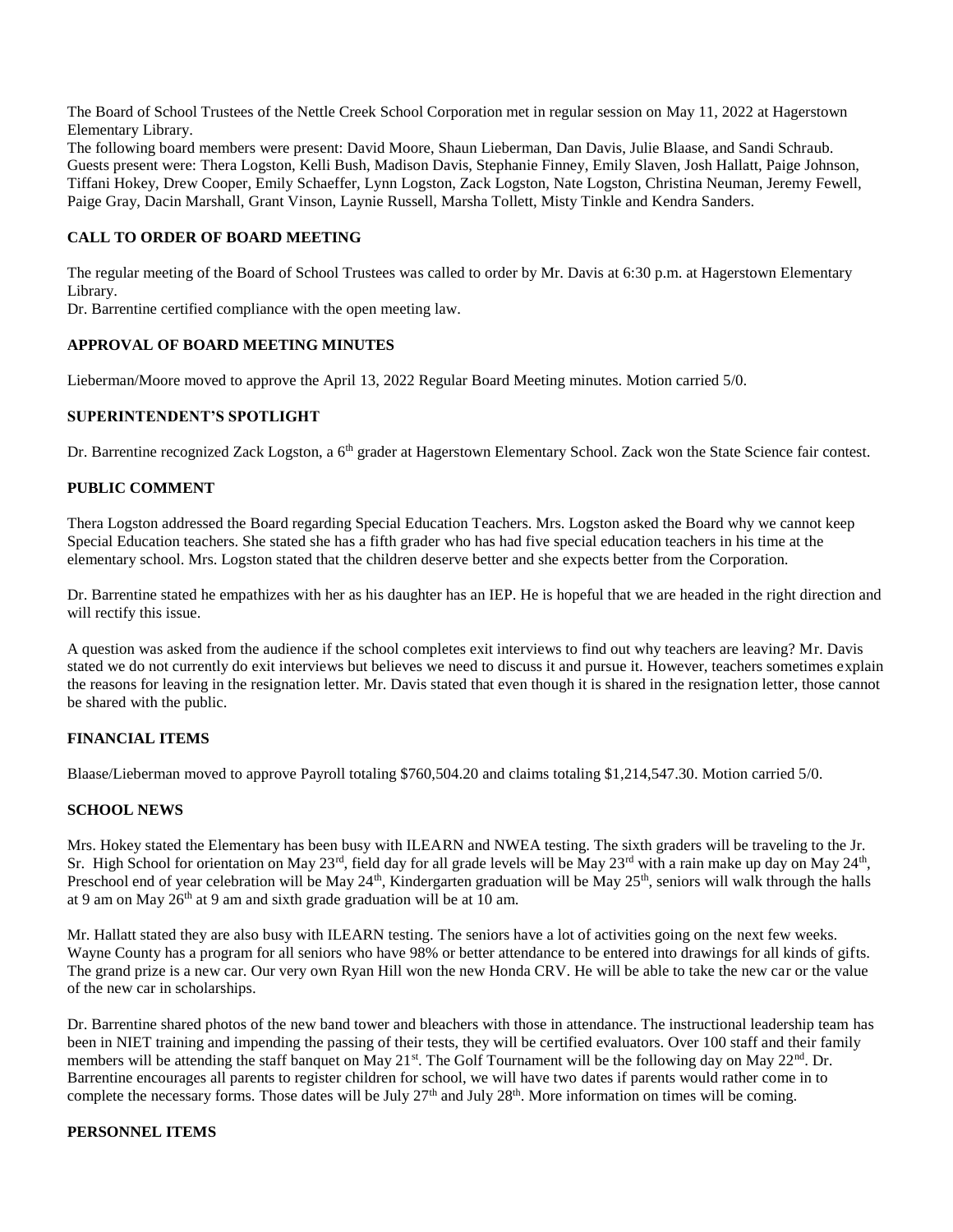The Board of School Trustees of the Nettle Creek School Corporation met in regular session on May 11, 2022 at Hagerstown Elementary Library.

The following board members were present: David Moore, Shaun Lieberman, Dan Davis, Julie Blaase, and Sandi Schraub. Guests present were: Thera Logston, Kelli Bush, Madison Davis, Stephanie Finney, Emily Slaven, Josh Hallatt, Paige Johnson, Tiffani Hokey, Drew Cooper, Emily Schaeffer, Lynn Logston, Zack Logston, Nate Logston, Christina Neuman, Jeremy Fewell, Paige Gray, Dacin Marshall, Grant Vinson, Laynie Russell, Marsha Tollett, Misty Tinkle and Kendra Sanders.

**CALL TO ORDER OF BOARD MEETING**

The regular meeting of the Board of School Trustees was called to order by Mr. Davis at 6:30 p.m. at Hagerstown Elementary Library.

Dr. Barrentine certified compliance with the open meeting law.

**APPROVAL OF BOARD MEETING MINUTES**

Lieberman/Moore moved to approve the April 13, 2022 Regular Board Meeting minutes. Motion carried 5/0.

**SUPERINTENDENT'S SPOTLIGHT**

Dr. Barrentine recognized Zack Logston, a 6th grader at Hagerstown Elementary School. Zack won the State Science fair contest.

**PUBLIC COMMENT**

Thera Logston addressed the Board regarding Special Education Teachers. Mrs. Logston asked the Board why we cannot keep Special Education teachers. She stated she has a fifth grader who has had five special education teachers in his time at the elementary school. Mrs. Logston stated that the children deserve better and she expects better from the Corporation.

Dr. Barrentine stated he empathizes with her as his daughter has an IEP. He is hopeful that we are headed in the right direction and will rectify this issue.

A question was asked from the audience if the school completes exit interviews to find out why teachers are leaving? Mr. Davis stated we do not currently do exit interviews but believes we need to discuss it and pursue it. However, teachers sometimes explain the reasons for leaving in the resignation letter. Mr. Davis stated that even though it is shared in the resignation letter, those cannot be shared with the public.

**FINANCIAL ITEMS**

Blaase/Lieberman moved to approve Payroll totaling $760,504.20 and claims totaling $1,214,547.30. Motion carried 5/0.

**SCHOOL NEWS**

Mrs. Hokey stated the Elementary has been busy with ILEARN and NWEA testing. The sixth graders will be traveling to the Jr. Sr. High School for orientation on May 23rd, field day for all grade levels will be May 23rd with a rain make up day on May 24th, Preschool end of year celebration will be May 24th, Kindergarten graduation will be May 25th, seniors will walk through the halls at 9 am on May 26th at 9 am and sixth grade graduation will be at 10 am.

Mr. Hallatt stated they are also busy with ILEARN testing. The seniors have a lot of activities going on the next few weeks. Wayne County has a program for all seniors who have 98% or better attendance to be entered into drawings for all kinds of gifts. The grand prize is a new car. Our very own Ryan Hill won the new Honda CRV. He will be able to take the new car or the value of the new car in scholarships.

Dr. Barrentine shared photos of the new band tower and bleachers with those in attendance. The instructional leadership team has been in NIET training and impending the passing of their tests, they will be certified evaluators. Over 100 staff and their family members will be attending the staff banquet on May 21st. The Golf Tournament will be the following day on May 22nd. Dr. Barrentine encourages all parents to register children for school, we will have two dates if parents would rather come in to complete the necessary forms. Those dates will be July 27th and July 28th. More information on times will be coming.

**PERSONNEL ITEMS**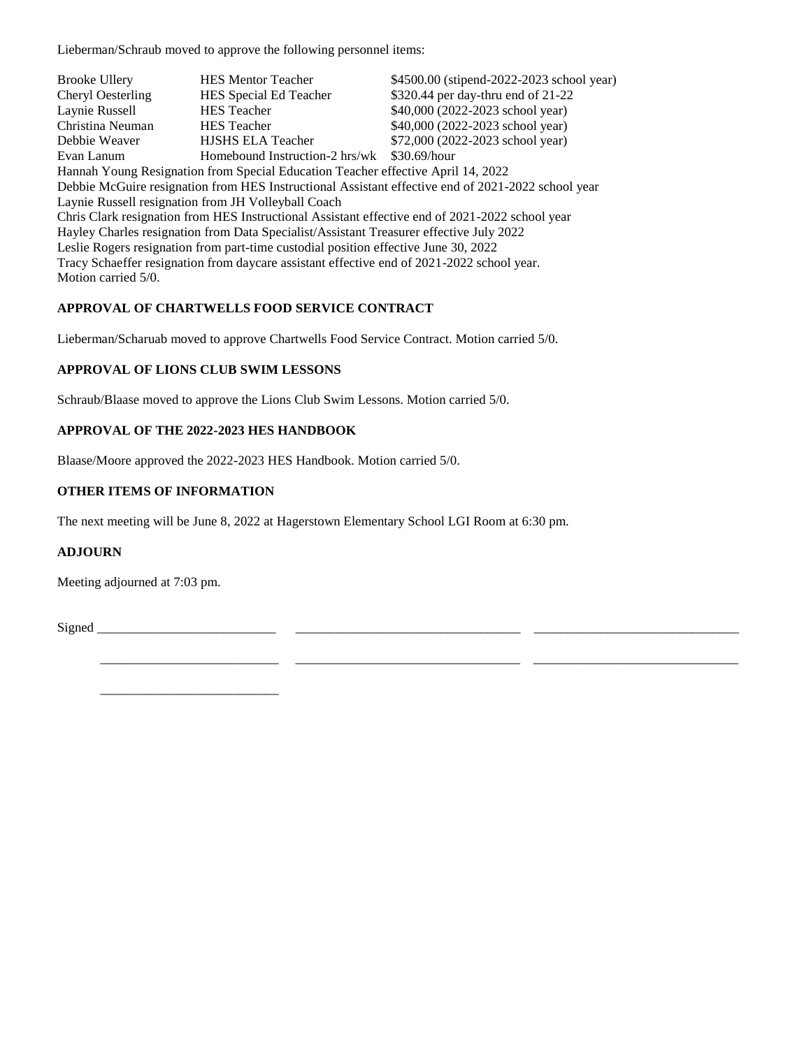Lieberman/Schraub moved to approve the following personnel items:

| | | |
|---|---|---|
| Brooke Ullery | HES Mentor Teacher | $4500.00 (stipend-2022-2023 school year) |
| Cheryl Oesterling | HES Special Ed Teacher | $320.44 per day-thru end of 21-22 |
| Laynie Russell | HES Teacher | $40,000 (2022-2023 school year) |
| Christina Neuman | HES Teacher | $40,000 (2022-2023 school year) |
| Debbie Weaver | HJSHS ELA Teacher | $72,000 (2022-2023 school year) |
| Evan Lanum | Homebound Instruction-2 hrs/wk | $30.69/hour |

Hannah Young Resignation from Special Education Teacher effective April 14, 2022
Debbie McGuire resignation from HES Instructional Assistant effective end of 2021-2022 school year
Laynie Russell resignation from JH Volleyball Coach
Chris Clark resignation from HES Instructional Assistant effective end of 2021-2022 school year
Hayley Charles resignation from Data Specialist/Assistant Treasurer effective July 2022
Leslie Rogers resignation from part-time custodial position effective June 30, 2022
Tracy Schaeffer resignation from daycare assistant effective end of 2021-2022 school year.
Motion carried 5/0.

**APPROVAL OF CHARTWELLS FOOD SERVICE CONTRACT**

Lieberman/Scharuab moved to approve Chartwells Food Service Contract. Motion carried 5/0.

**APPROVAL OF LIONS CLUB SWIM LESSONS**

Schraub/Blaase moved to approve the Lions Club Swim Lessons. Motion carried 5/0.

**APPROVAL OF THE 2022-2023 HES HANDBOOK**

Blaase/Moore approved the 2022-2023 HES Handbook. Motion carried 5/0.

**OTHER ITEMS OF INFORMATION**

The next meeting will be June 8, 2022 at Hagerstown Elementary School LGI Room at 6:30 pm.

**ADJOURN**

Meeting adjourned at 7:03 pm.

Signed ___________________________ ___________________________ ___________________________

___________________________ ___________________________ ___________________________

___________________________